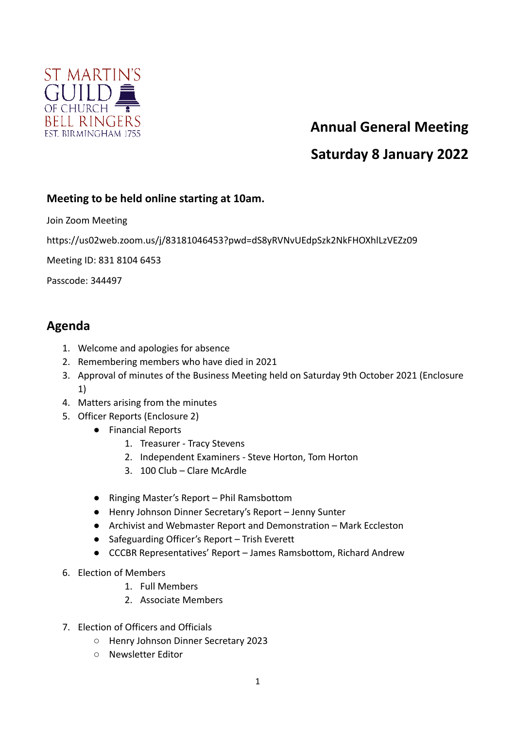ST MARTIN'S GUILD OF CHURCH BELL RINGERS EST. BIRMINGHAM 1755

# Annual General Meeting

# Saturday 8 January 2022

**Meeting to be held online starting at 10am.**

Join Zoom Meeting

https://us02web.zoom.us/j/83181046453?pwd=dS8yRVNvUEdpSzk2NkFHOXhlLzVEZz09

Meeting ID: 831 8104 6453

Passcode: 344497

## Agenda

1. Welcome and apologies for absence
2. Remembering members who have died in 2021
3. Approval of minutes of the Business Meeting held on Saturday 9th October 2021 (Enclosure 1)
4. Matters arising from the minutes
5. Officer Reports (Enclosure 2)
   - Financial Reports
     1. Treasurer - Tracy Stevens
     2. Independent Examiners - Steve Horton, Tom Horton
     3. 100 Club – Clare McArdle
   - Ringing Master's Report – Phil Ramsbottom
   - Henry Johnson Dinner Secretary's Report – Jenny Sunter
   - Archivist and Webmaster Report and Demonstration – Mark Eccleston
   - Safeguarding Officer's Report – Trish Everett
   - CCCBR Representatives' Report – James Ramsbottom, Richard Andrew
6. Election of Members
   1. Full Members
   2. Associate Members
7. Election of Officers and Officials
   - Henry Johnson Dinner Secretary 2023
   - Newsletter Editor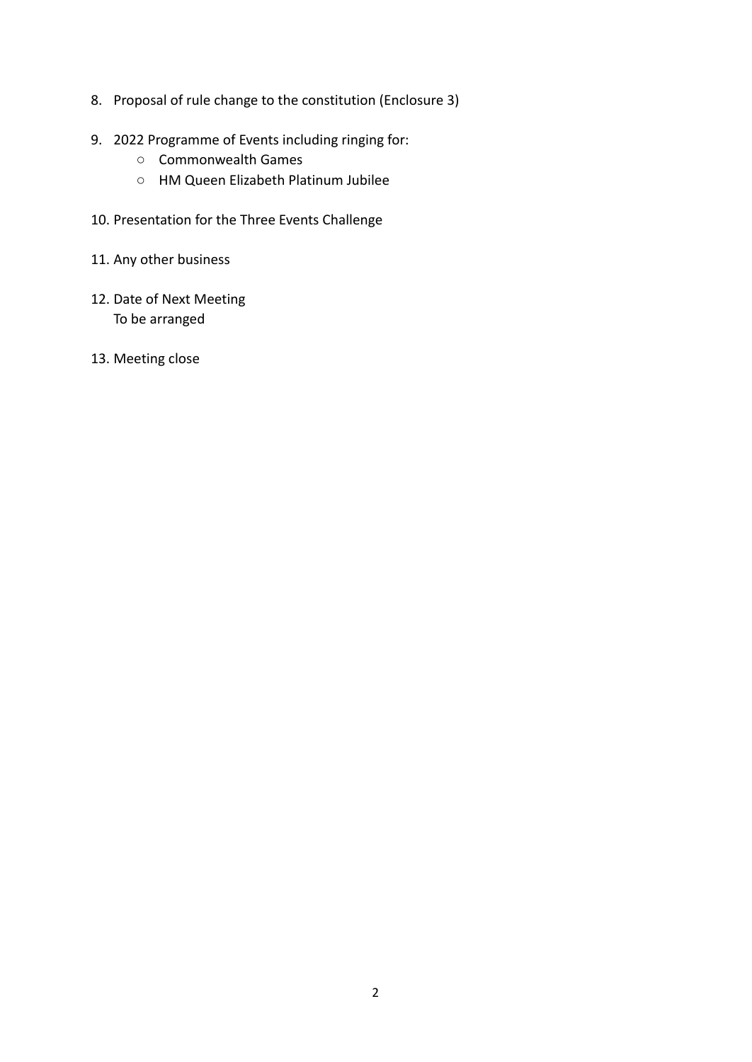8. Proposal of rule change to the constitution (Enclosure 3)

9. 2022 Programme of Events including ringing for:
    - Commonwealth Games
    - HM Queen Elizabeth Platinum Jubilee

10. Presentation for the Three Events Challenge

11. Any other business

12. Date of Next Meeting
    To be arranged

13. Meeting close